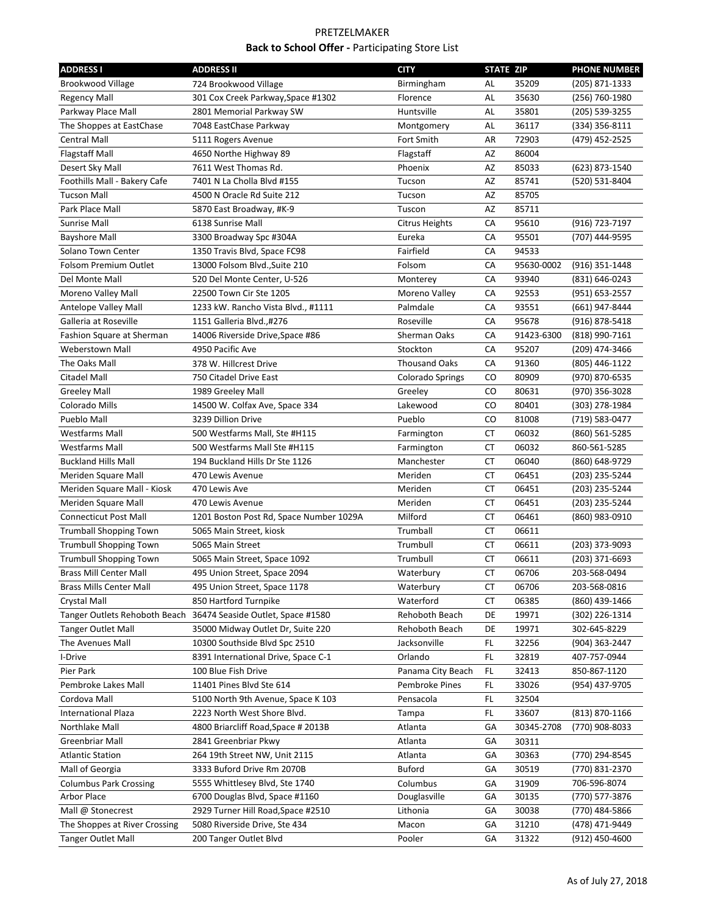PRETZELMAKER

**Back to School Offer -** Participating Store List

| ADDRESS I | ADDRESS II | CITY | STATE | ZIP | PHONE NUMBER |
|---|---|---|---|---|---|
| Brookwood Village | 724 Brookwood Village | Birmingham | AL | 35209 | (205) 871-1333 |
| Regency Mall | 301 Cox Creek Parkway,Space #1302 | Florence | AL | 35630 | (256) 760-1980 |
| Parkway Place Mall | 2801 Memorial Parkway SW | Huntsville | AL | 35801 | (205) 539-3255 |
| The Shoppes at EastChase | 7048 EastChase Parkway | Montgomery | AL | 36117 | (334) 356-8111 |
| Central Mall | 5111 Rogers Avenue | Fort Smith | AR | 72903 | (479) 452-2525 |
| Flagstaff Mall | 4650 Northe Highway 89 | Flagstaff | AZ | 86004 | |
| Desert Sky Mall | 7611 West Thomas Rd. | Phoenix | AZ | 85033 | (623) 873-1540 |
| Foothills Mall - Bakery Cafe | 7401 N La Cholla Blvd #155 | Tucson | AZ | 85741 | (520) 531-8404 |
| Tucson Mall | 4500 N Oracle Rd Suite 212 | Tucson | AZ | 85705 | |
| Park Place Mall | 5870 East Broadway, #K-9 | Tuscon | AZ | 85711 | |
| Sunrise Mall | 6138 Sunrise Mall | Citrus Heights | CA | 95610 | (916) 723-7197 |
| Bayshore Mall | 3300 Broadway Spc #304A | Eureka | CA | 95501 | (707) 444-9595 |
| Solano Town Center | 1350 Travis Blvd, Space FC98 | Fairfield | CA | 94533 | |
| Folsom Premium Outlet | 13000 Folsom Blvd.,Suite 210 | Folsom | CA | 95630-0002 | (916) 351-1448 |
| Del Monte Mall | 520 Del Monte Center, U-526 | Monterey | CA | 93940 | (831) 646-0243 |
| Moreno Valley Mall | 22500 Town Cir Ste 1205 | Moreno Valley | CA | 92553 | (951) 653-2557 |
| Antelope Valley Mall | 1233 kW. Rancho Vista Blvd., #1111 | Palmdale | CA | 93551 | (661) 947-8444 |
| Galleria at Roseville | 1151 Galleria Blvd.,#276 | Roseville | CA | 95678 | (916) 878-5418 |
| Fashion Square at Sherman | 14006 Riverside Drive,Space #86 | Sherman Oaks | CA | 91423-6300 | (818) 990-7161 |
| Weberstown Mall | 4950 Pacific Ave | Stockton | CA | 95207 | (209) 474-3466 |
| The Oaks Mall | 378 W. Hillcrest Drive | Thousand Oaks | CA | 91360 | (805) 446-1122 |
| Citadel Mall | 750 Citadel Drive East | Colorado Springs | CO | 80909 | (970) 870-6535 |
| Greeley Mall | 1989 Greeley Mall | Greeley | CO | 80631 | (970) 356-3028 |
| Colorado Mills | 14500 W. Colfax Ave, Space 334 | Lakewood | CO | 80401 | (303) 278-1984 |
| Pueblo Mall | 3239 Dillion Drive | Pueblo | CO | 81008 | (719) 583-0477 |
| Westfarms Mall | 500 Westfarms Mall, Ste #H115 | Farmington | CT | 06032 | (860) 561-5285 |
| Westfarms Mall | 500 Westfarms Mall Ste #H115 | Farmington | CT | 06032 | 860-561-5285 |
| Buckland Hills Mall | 194 Buckland Hills Dr Ste 1126 | Manchester | CT | 06040 | (860) 648-9729 |
| Meriden Square Mall | 470 Lewis Avenue | Meriden | CT | 06451 | (203) 235-5244 |
| Meriden Square Mall - Kiosk | 470 Lewis Ave | Meriden | CT | 06451 | (203) 235-5244 |
| Meriden Square Mall | 470 Lewis Avenue | Meriden | CT | 06451 | (203) 235-5244 |
| Connecticut Post Mall | 1201 Boston Post Rd, Space Number 1029A | Milford | CT | 06461 | (860) 983-0910 |
| Trumball Shopping Town | 5065 Main Street, kiosk | Trumball | CT | 06611 | |
| Trumbull Shopping Town | 5065 Main Street | Trumbull | CT | 06611 | (203) 373-9093 |
| Trumbull Shopping Town | 5065 Main Street, Space 1092 | Trumbull | CT | 06611 | (203) 371-6693 |
| Brass Mill Center Mall | 495 Union Street, Space 2094 | Waterbury | CT | 06706 | 203-568-0494 |
| Brass Mills Center Mall | 495 Union Street, Space 1178 | Waterbury | CT | 06706 | 203-568-0816 |
| Crystal Mall | 850 Hartford Turnpike | Waterford | CT | 06385 | (860) 439-1466 |
| Tanger Outlets Rehoboth Beach | 36474 Seaside Outlet, Space #1580 | Rehoboth Beach | DE | 19971 | (302) 226-1314 |
| Tanger Outlet Mall | 35000 Midway Outlet Dr, Suite 220 | Rehoboth Beach | DE | 19971 | 302-645-8229 |
| The Avenues Mall | 10300 Southside Blvd Spc 2510 | Jacksonville | FL | 32256 | (904) 363-2447 |
| I-Drive | 8391 International Drive, Space C-1 | Orlando | FL | 32819 | 407-757-0944 |
| Pier Park | 100 Blue Fish Drive | Panama City Beach | FL | 32413 | 850-867-1120 |
| Pembroke Lakes Mall | 11401 Pines Blvd Ste 614 | Pembroke Pines | FL | 33026 | (954) 437-9705 |
| Cordova Mall | 5100 North 9th Avenue, Space K 103 | Pensacola | FL | 32504 | |
| International Plaza | 2223 North West Shore Blvd. | Tampa | FL | 33607 | (813) 870-1166 |
| Northlake Mall | 4800 Briarcliff Road,Space # 2013B | Atlanta | GA | 30345-2708 | (770) 908-8033 |
| Greenbriar Mall | 2841 Greenbriar Pkwy | Atlanta | GA | 30311 | |
| Atlantic Station | 264 19th Street NW, Unit 2115 | Atlanta | GA | 30363 | (770) 294-8545 |
| Mall of Georgia | 3333 Buford Drive Rm 2070B | Buford | GA | 30519 | (770) 831-2370 |
| Columbus Park Crossing | 5555 Whittlesey Blvd, Ste 1740 | Columbus | GA | 31909 | 706-596-8074 |
| Arbor Place | 6700 Douglas Blvd, Space #1160 | Douglasville | GA | 30135 | (770) 577-3876 |
| Mall @ Stonecrest | 2929 Turner Hill Road,Space #2510 | Lithonia | GA | 30038 | (770) 484-5866 |
| The Shoppes at River Crossing | 5080 Riverside Drive, Ste 434 | Macon | GA | 31210 | (478) 471-9449 |
| Tanger Outlet Mall | 200 Tanger Outlet Blvd | Pooler | GA | 31322 | (912) 450-4600 |

As of July 27, 2018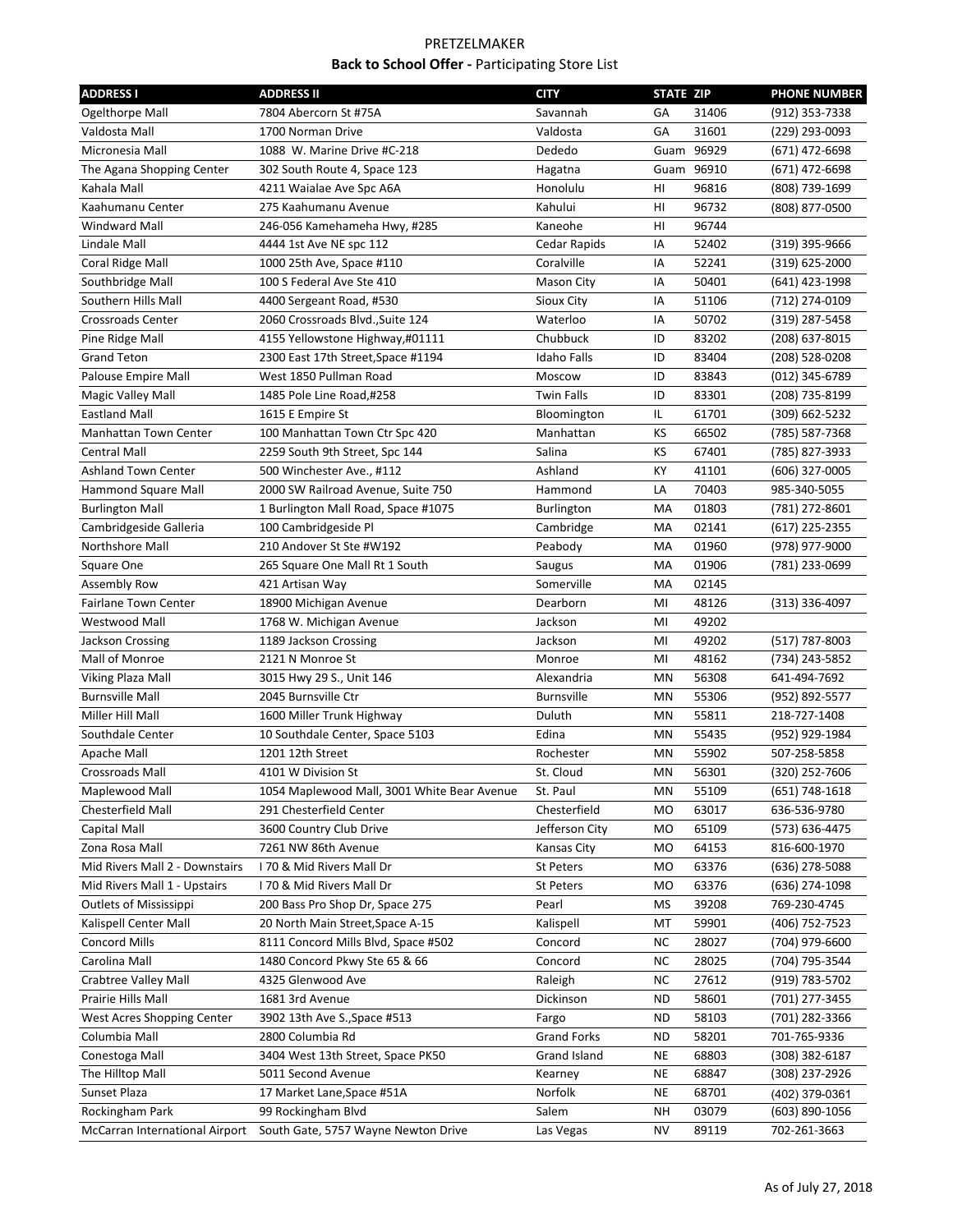PRETZELMAKER

**Back to School Offer -** Participating Store List

| ADDRESS I | ADDRESS II | CITY | STATE | ZIP | PHONE NUMBER |
|---|---|---|---|---|---|
| Ogelthorpe Mall | 7804 Abercorn St #75A | Savannah | GA | 31406 | (912) 353-7338 |
| Valdosta Mall | 1700 Norman Drive | Valdosta | GA | 31601 | (229) 293-0093 |
| Micronesia Mall | 1088 W. Marine Drive #C-218 | Dededo | Guam | 96929 | (671) 472-6698 |
| The Agana Shopping Center | 302 South Route 4, Space 123 | Hagatna | Guam | 96910 | (671) 472-6698 |
| Kahala Mall | 4211 Waialae Ave Spc A6A | Honolulu | HI | 96816 | (808) 739-1699 |
| Kaahumanu Center | 275 Kaahumanu Avenue | Kahului | HI | 96732 | (808) 877-0500 |
| Windward Mall | 246-056 Kamehameha Hwy, #285 | Kaneohe | HI | 96744 | |
| Lindale Mall | 4444 1st Ave NE spc 112 | Cedar Rapids | IA | 52402 | (319) 395-9666 |
| Coral Ridge Mall | 1000 25th Ave, Space #110 | Coralville | IA | 52241 | (319) 625-2000 |
| Southbridge Mall | 100 S Federal Ave Ste 410 | Mason City | IA | 50401 | (641) 423-1998 |
| Southern Hills Mall | 4400 Sergeant Road, #530 | Sioux City | IA | 51106 | (712) 274-0109 |
| Crossroads Center | 2060 Crossroads Blvd.,Suite 124 | Waterloo | IA | 50702 | (319) 287-5458 |
| Pine Ridge Mall | 4155 Yellowstone Highway,#01111 | Chubbuck | ID | 83202 | (208) 637-8015 |
| Grand Teton | 2300 East 17th Street,Space #1194 | Idaho Falls | ID | 83404 | (208) 528-0208 |
| Palouse Empire Mall | West 1850 Pullman Road | Moscow | ID | 83843 | (012) 345-6789 |
| Magic Valley Mall | 1485 Pole Line Road,#258 | Twin Falls | ID | 83301 | (208) 735-8199 |
| Eastland Mall | 1615 E Empire St | Bloomington | IL | 61701 | (309) 662-5232 |
| Manhattan Town Center | 100 Manhattan Town Ctr Spc 420 | Manhattan | KS | 66502 | (785) 587-7368 |
| Central Mall | 2259 South 9th Street, Spc 144 | Salina | KS | 67401 | (785) 827-3933 |
| Ashland Town Center | 500 Winchester Ave., #112 | Ashland | KY | 41101 | (606) 327-0005 |
| Hammond Square Mall | 2000 SW Railroad Avenue, Suite 750 | Hammond | LA | 70403 | 985-340-5055 |
| Burlington Mall | 1 Burlington Mall Road, Space #1075 | Burlington | MA | 01803 | (781) 272-8601 |
| Cambridgeside Galleria | 100 Cambridgeside Pl | Cambridge | MA | 02141 | (617) 225-2355 |
| Northshore Mall | 210 Andover St Ste #W192 | Peabody | MA | 01960 | (978) 977-9000 |
| Square One | 265 Square One Mall Rt 1 South | Saugus | MA | 01906 | (781) 233-0699 |
| Assembly Row | 421 Artisan Way | Somerville | MA | 02145 | |
| Fairlane Town Center | 18900 Michigan Avenue | Dearborn | MI | 48126 | (313) 336-4097 |
| Westwood Mall | 1768 W. Michigan Avenue | Jackson | MI | 49202 | |
| Jackson Crossing | 1189 Jackson Crossing | Jackson | MI | 49202 | (517) 787-8003 |
| Mall of Monroe | 2121 N Monroe St | Monroe | MI | 48162 | (734) 243-5852 |
| Viking Plaza Mall | 3015 Hwy 29 S., Unit 146 | Alexandria | MN | 56308 | 641-494-7692 |
| Burnsville Mall | 2045 Burnsville Ctr | Burnsville | MN | 55306 | (952) 892-5577 |
| Miller Hill Mall | 1600 Miller Trunk Highway | Duluth | MN | 55811 | 218-727-1408 |
| Southdale Center | 10 Southdale Center, Space 5103 | Edina | MN | 55435 | (952) 929-1984 |
| Apache Mall | 1201 12th Street | Rochester | MN | 55902 | 507-258-5858 |
| Crossroads Mall | 4101 W Division St | St. Cloud | MN | 56301 | (320) 252-7606 |
| Maplewood Mall | 1054 Maplewood Mall, 3001 White Bear Avenue | St. Paul | MN | 55109 | (651) 748-1618 |
| Chesterfield Mall | 291 Chesterfield Center | Chesterfield | MO | 63017 | 636-536-9780 |
| Capital Mall | 3600 Country Club Drive | Jefferson City | MO | 65109 | (573) 636-4475 |
| Zona Rosa Mall | 7261 NW 86th Avenue | Kansas City | MO | 64153 | 816-600-1970 |
| Mid Rivers Mall 2 - Downstairs | I 70 & Mid Rivers Mall Dr | St Peters | MO | 63376 | (636) 278-5088 |
| Mid Rivers Mall 1 - Upstairs | I 70 & Mid Rivers Mall Dr | St Peters | MO | 63376 | (636) 274-1098 |
| Outlets of Mississippi | 200 Bass Pro Shop Dr, Space 275 | Pearl | MS | 39208 | 769-230-4745 |
| Kalispell Center Mall | 20 North Main Street,Space A-15 | Kalispell | MT | 59901 | (406) 752-7523 |
| Concord Mills | 8111 Concord Mills Blvd, Space #502 | Concord | NC | 28027 | (704) 979-6600 |
| Carolina Mall | 1480 Concord Pkwy Ste 65 & 66 | Concord | NC | 28025 | (704) 795-3544 |
| Crabtree Valley Mall | 4325 Glenwood Ave | Raleigh | NC | 27612 | (919) 783-5702 |
| Prairie Hills Mall | 1681 3rd Avenue | Dickinson | ND | 58601 | (701) 277-3455 |
| West Acres Shopping Center | 3902 13th Ave S.,Space #513 | Fargo | ND | 58103 | (701) 282-3366 |
| Columbia Mall | 2800 Columbia Rd | Grand Forks | ND | 58201 | 701-765-9336 |
| Conestoga Mall | 3404 West 13th Street, Space PK50 | Grand Island | NE | 68803 | (308) 382-6187 |
| The Hilltop Mall | 5011 Second Avenue | Kearney | NE | 68847 | (308) 237-2926 |
| Sunset Plaza | 17 Market Lane,Space #51A | Norfolk | NE | 68701 | (402) 379-0361 |
| Rockingham Park | 99 Rockingham Blvd | Salem | NH | 03079 | (603) 890-1056 |
| McCarran International Airport | South Gate, 5757 Wayne Newton Drive | Las Vegas | NV | 89119 | 702-261-3663 |

As of July 27, 2018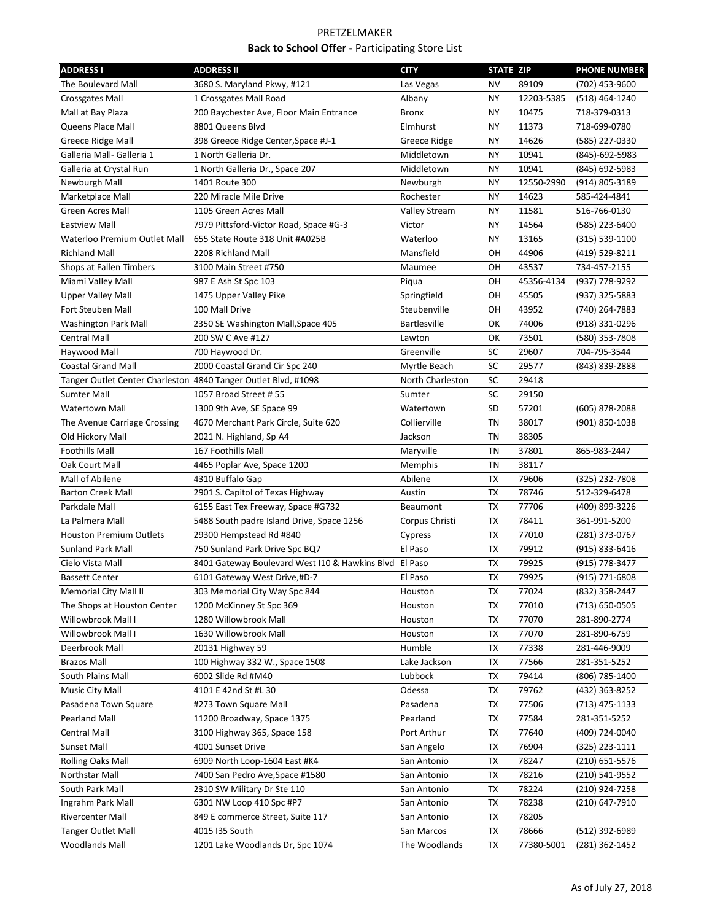PRETZELMAKER

**Back to School Offer -** Participating Store List

| ADDRESS I | ADDRESS II | CITY | STATE | ZIP | PHONE NUMBER |
|---|---|---|---|---|---|
| The Boulevard Mall | 3680 S. Maryland Pkwy, #121 | Las Vegas | NV | 89109 | (702) 453-9600 |
| Crossgates Mall | 1 Crossgates Mall Road | Albany | NY | 12203-5385 | (518) 464-1240 |
| Mall at Bay Plaza | 200 Baychester Ave, Floor Main Entrance | Bronx | NY | 10475 | 718-379-0313 |
| Queens Place Mall | 8801 Queens Blvd | Elmhurst | NY | 11373 | 718-699-0780 |
| Greece Ridge Mall | 398 Greece Ridge Center,Space #J-1 | Greece Ridge | NY | 14626 | (585) 227-0330 |
| Galleria Mall- Galleria 1 | 1 North Galleria Dr. | Middletown | NY | 10941 | (845)-692-5983 |
| Galleria at Crystal Run | 1 North Galleria Dr., Space 207 | Middletown | NY | 10941 | (845) 692-5983 |
| Newburgh Mall | 1401 Route 300 | Newburgh | NY | 12550-2990 | (914) 805-3189 |
| Marketplace Mall | 220 Miracle Mile Drive | Rochester | NY | 14623 | 585-424-4841 |
| Green Acres Mall | 1105 Green Acres Mall | Valley Stream | NY | 11581 | 516-766-0130 |
| Eastview Mall | 7979 Pittsford-Victor Road, Space #G-3 | Victor | NY | 14564 | (585) 223-6400 |
| Waterloo Premium Outlet Mall | 655 State Route 318 Unit #A025B | Waterloo | NY | 13165 | (315) 539-1100 |
| Richland Mall | 2208 Richland Mall | Mansfield | OH | 44906 | (419) 529-8211 |
| Shops at Fallen Timbers | 3100 Main Street #750 | Maumee | OH | 43537 | 734-457-2155 |
| Miami Valley Mall | 987 E Ash St Spc 103 | Piqua | OH | 45356-4134 | (937) 778-9292 |
| Upper Valley Mall | 1475 Upper Valley Pike | Springfield | OH | 45505 | (937) 325-5883 |
| Fort Steuben Mall | 100 Mall Drive | Steubenville | OH | 43952 | (740) 264-7883 |
| Washington Park Mall | 2350 SE Washington Mall,Space 405 | Bartlesville | OK | 74006 | (918) 331-0296 |
| Central Mall | 200 SW C Ave #127 | Lawton | OK | 73501 | (580) 353-7808 |
| Haywood Mall | 700 Haywood Dr. | Greenville | SC | 29607 | 704-795-3544 |
| Coastal Grand Mall | 2000 Coastal Grand Cir Spc 240 | Myrtle Beach | SC | 29577 | (843) 839-2888 |
| Tanger Outlet Center Charleston | 4840 Tanger Outlet Blvd, #1098 | North Charleston | SC | 29418 | |
| Sumter Mall | 1057 Broad Street # 55 | Sumter | SC | 29150 | |
| Watertown Mall | 1300 9th Ave, SE Space 99 | Watertown | SD | 57201 | (605) 878-2088 |
| The Avenue Carriage Crossing | 4670 Merchant Park Circle, Suite 620 | Collierville | TN | 38017 | (901) 850-1038 |
| Old Hickory Mall | 2021 N. Highland, Sp A4 | Jackson | TN | 38305 | |
| Foothills Mall | 167 Foothills Mall | Maryville | TN | 37801 | 865-983-2447 |
| Oak Court Mall | 4465 Poplar Ave, Space 1200 | Memphis | TN | 38117 | |
| Mall of Abilene | 4310 Buffalo Gap | Abilene | TX | 79606 | (325) 232-7808 |
| Barton Creek Mall | 2901 S. Capitol of Texas Highway | Austin | TX | 78746 | 512-329-6478 |
| Parkdale Mall | 6155 East Tex Freeway, Space #G732 | Beaumont | TX | 77706 | (409) 899-3226 |
| La Palmera Mall | 5488 South padre Island Drive, Space 1256 | Corpus Christi | TX | 78411 | 361-991-5200 |
| Houston Premium Outlets | 29300 Hempstead Rd #840 | Cypress | TX | 77010 | (281) 373-0767 |
| Sunland Park Mall | 750 Sunland Park Drive Spc BQ7 | El Paso | TX | 79912 | (915) 833-6416 |
| Cielo Vista Mall | 8401 Gateway Boulevard West I10 & Hawkins Blvd | El Paso | TX | 79925 | (915) 778-3477 |
| Bassett Center | 6101 Gateway West Drive,#D-7 | El Paso | TX | 79925 | (915) 771-6808 |
| Memorial City Mall II | 303 Memorial City Way Spc 844 | Houston | TX | 77024 | (832) 358-2447 |
| The Shops at Houston Center | 1200 McKinney St Spc 369 | Houston | TX | 77010 | (713) 650-0505 |
| Willowbrook Mall I | 1280 Willowbrook Mall | Houston | TX | 77070 | 281-890-2774 |
| Willowbrook Mall I | 1630 Willowbrook Mall | Houston | TX | 77070 | 281-890-6759 |
| Deerbrook Mall | 20131 Highway 59 | Humble | TX | 77338 | 281-446-9009 |
| Brazos Mall | 100 Highway 332 W., Space 1508 | Lake Jackson | TX | 77566 | 281-351-5252 |
| South Plains Mall | 6002 Slide Rd #M40 | Lubbock | TX | 79414 | (806) 785-1400 |
| Music City Mall | 4101 E 42nd St #L 30 | Odessa | TX | 79762 | (432) 363-8252 |
| Pasadena Town Square | #273 Town Square Mall | Pasadena | TX | 77506 | (713) 475-1133 |
| Pearland Mall | 11200 Broadway, Space 1375 | Pearland | TX | 77584 | 281-351-5252 |
| Central Mall | 3100 Highway 365, Space 158 | Port Arthur | TX | 77640 | (409) 724-0040 |
| Sunset Mall | 4001 Sunset Drive | San Angelo | TX | 76904 | (325) 223-1111 |
| Rolling Oaks Mall | 6909 North Loop-1604 East #K4 | San Antonio | TX | 78247 | (210) 651-5576 |
| Northstar Mall | 7400 San Pedro Ave,Space #1580 | San Antonio | TX | 78216 | (210) 541-9552 |
| South Park Mall | 2310 SW Military Dr Ste 110 | San Antonio | TX | 78224 | (210) 924-7258 |
| Ingrahm Park Mall | 6301 NW Loop 410 Spc #P7 | San Antonio | TX | 78238 | (210) 647-7910 |
| Rivercenter Mall | 849 E commerce Street, Suite 117 | San Antonio | TX | 78205 | |
| Tanger Outlet Mall | 4015 I35 South | San Marcos | TX | 78666 | (512) 392-6989 |
| Woodlands Mall | 1201 Lake Woodlands Dr, Spc 1074 | The Woodlands | TX | 77380-5001 | (281) 362-1452 |

As of July 27, 2018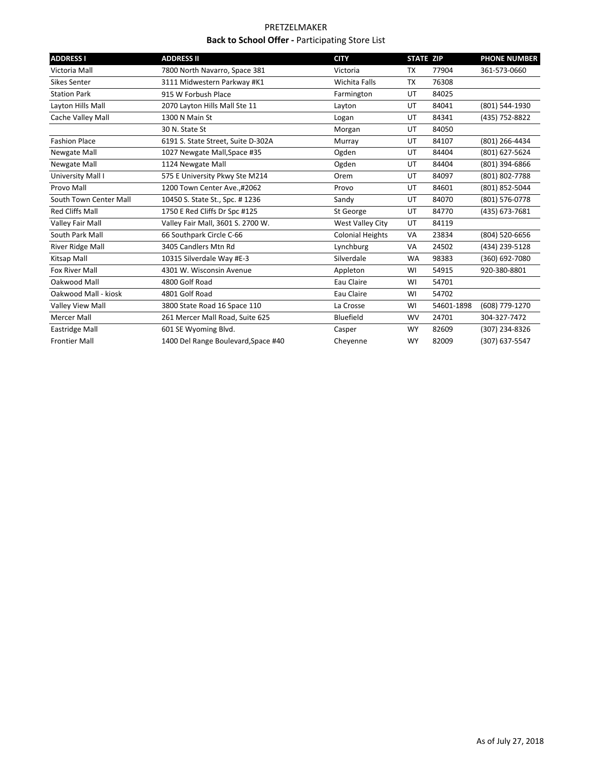PRETZELMAKER

**Back to School Offer -** Participating Store List

| ADDRESS I | ADDRESS II | CITY | STATE | ZIP | PHONE NUMBER |
|---|---|---|---|---|---|
| Victoria Mall | 7800 North Navarro, Space 381 | Victoria | TX | 77904 | 361-573-0660 |
| Sikes Senter | 3111 Midwestern Parkway #K1 | Wichita Falls | TX | 76308 | |
| Station Park | 915 W Forbush Place | Farmington | UT | 84025 | |
| Layton Hills Mall | 2070 Layton Hills Mall Ste 11 | Layton | UT | 84041 | (801) 544-1930 |
| Cache Valley Mall | 1300 N Main St | Logan | UT | 84341 | (435) 752-8822 |
| | 30 N. State St | Morgan | UT | 84050 | |
| Fashion Place | 6191 S. State Street, Suite D-302A | Murray | UT | 84107 | (801) 266-4434 |
| Newgate Mall | 1027 Newgate Mall,Space #35 | Ogden | UT | 84404 | (801) 627-5624 |
| Newgate Mall | 1124 Newgate Mall | Ogden | UT | 84404 | (801) 394-6866 |
| University Mall I | 575 E University Pkwy Ste M214 | Orem | UT | 84097 | (801) 802-7788 |
| Provo Mall | 1200 Town Center Ave.,#2062 | Provo | UT | 84601 | (801) 852-5044 |
| South Town Center Mall | 10450 S. State St., Spc. # 1236 | Sandy | UT | 84070 | (801) 576-0778 |
| Red Cliffs Mall | 1750 E Red Cliffs Dr Spc #125 | St George | UT | 84770 | (435) 673-7681 |
| Valley Fair Mall | Valley Fair Mall, 3601 S. 2700 W. | West Valley City | UT | 84119 | |
| South Park Mall | 66 Southpark Circle C-66 | Colonial Heights | VA | 23834 | (804) 520-6656 |
| River Ridge Mall | 3405 Candlers Mtn Rd | Lynchburg | VA | 24502 | (434) 239-5128 |
| Kitsap Mall | 10315 Silverdale Way #E-3 | Silverdale | WA | 98383 | (360) 692-7080 |
| Fox River Mall | 4301 W. Wisconsin Avenue | Appleton | WI | 54915 | 920-380-8801 |
| Oakwood Mall | 4800 Golf Road | Eau Claire | WI | 54701 | |
| Oakwood Mall - kiosk | 4801 Golf Road | Eau Claire | WI | 54702 | |
| Valley View Mall | 3800 State Road 16 Space 110 | La Crosse | WI | 54601-1898 | (608) 779-1270 |
| Mercer Mall | 261 Mercer Mall Road, Suite 625 | Bluefield | WV | 24701 | 304-327-7472 |
| Eastridge Mall | 601 SE Wyoming Blvd. | Casper | WY | 82609 | (307) 234-8326 |
| Frontier Mall | 1400 Del Range Boulevard,Space #40 | Cheyenne | WY | 82009 | (307) 637-5547 |

As of July 27, 2018